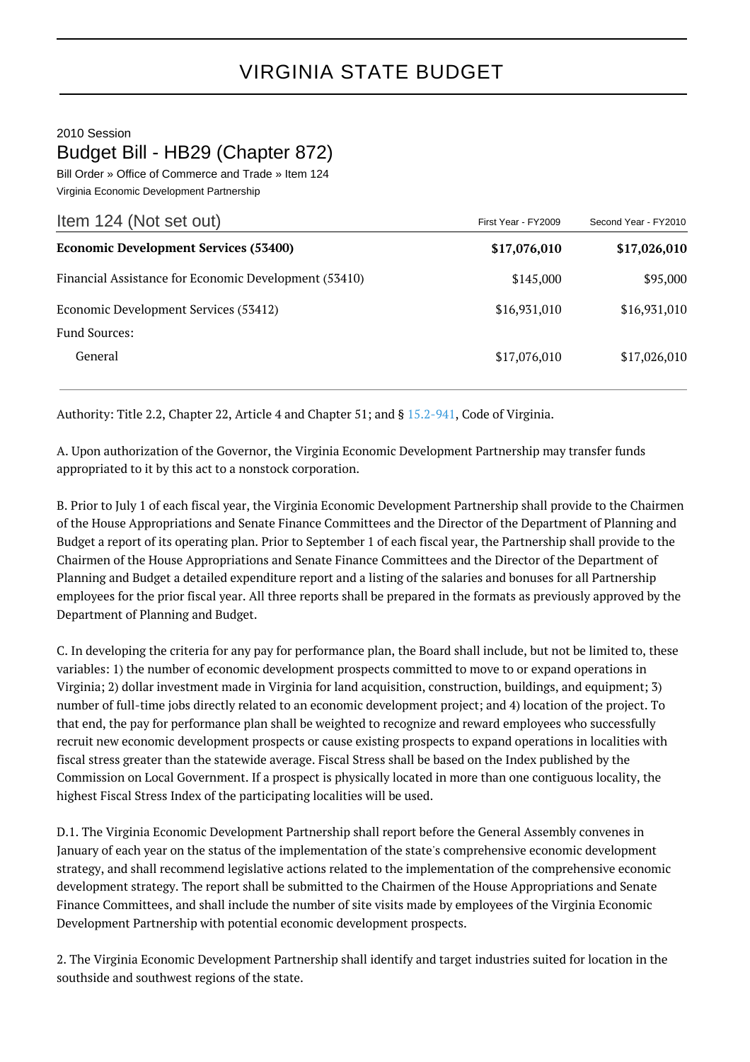# VIRGINIA STATE BUDGET

2010 Session

## Budget Bill - HB29 (Chapter 872)

Bill Order » Office of Commerce and Trade » Item 124

Virginia Economic Development Partnership

| Item 124 (Not set out) | First Year - FY2009 | Second Year - FY2010 |
|---|---|---|
| **Economic Development Services (53400)** | **$17,076,010** | **$17,026,010** |
| Financial Assistance for Economic Development (53410) | $145,000 | $95,000 |
| Economic Development Services (53412) | $16,931,010 | $16,931,010 |
| Fund Sources: | | |
| General | $17,076,010 | $17,026,010 |

Authority: Title 2.2, Chapter 22, Article 4 and Chapter 51; and § 15.2-941, Code of Virginia.

A. Upon authorization of the Governor, the Virginia Economic Development Partnership may transfer funds appropriated to it by this act to a nonstock corporation.

B. Prior to July 1 of each fiscal year, the Virginia Economic Development Partnership shall provide to the Chairmen of the House Appropriations and Senate Finance Committees and the Director of the Department of Planning and Budget a report of its operating plan. Prior to September 1 of each fiscal year, the Partnership shall provide to the Chairmen of the House Appropriations and Senate Finance Committees and the Director of the Department of Planning and Budget a detailed expenditure report and a listing of the salaries and bonuses for all Partnership employees for the prior fiscal year. All three reports shall be prepared in the formats as previously approved by the Department of Planning and Budget.

C. In developing the criteria for any pay for performance plan, the Board shall include, but not be limited to, these variables: 1) the number of economic development prospects committed to move to or expand operations in Virginia; 2) dollar investment made in Virginia for land acquisition, construction, buildings, and equipment; 3) number of full-time jobs directly related to an economic development project; and 4) location of the project. To that end, the pay for performance plan shall be weighted to recognize and reward employees who successfully recruit new economic development prospects or cause existing prospects to expand operations in localities with fiscal stress greater than the statewide average. Fiscal Stress shall be based on the Index published by the Commission on Local Government. If a prospect is physically located in more than one contiguous locality, the highest Fiscal Stress Index of the participating localities will be used.

D.1. The Virginia Economic Development Partnership shall report before the General Assembly convenes in January of each year on the status of the implementation of the state's comprehensive economic development strategy, and shall recommend legislative actions related to the implementation of the comprehensive economic development strategy. The report shall be submitted to the Chairmen of the House Appropriations and Senate Finance Committees, and shall include the number of site visits made by employees of the Virginia Economic Development Partnership with potential economic development prospects.

2. The Virginia Economic Development Partnership shall identify and target industries suited for location in the southside and southwest regions of the state.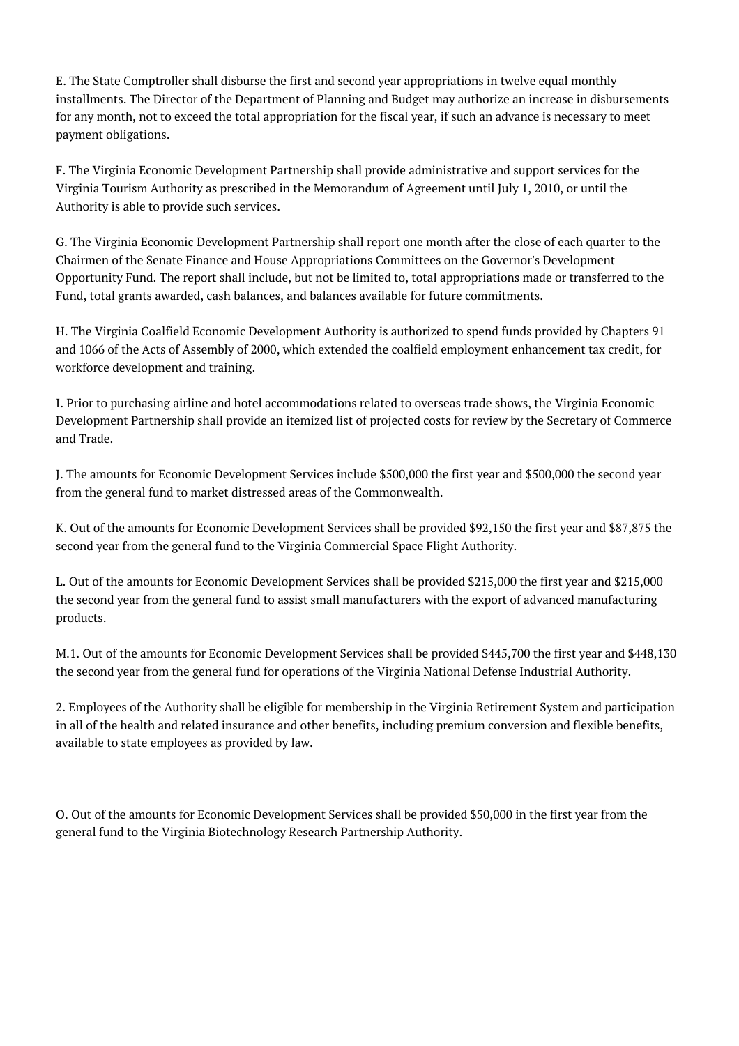E. The State Comptroller shall disburse the first and second year appropriations in twelve equal monthly installments. The Director of the Department of Planning and Budget may authorize an increase in disbursements for any month, not to exceed the total appropriation for the fiscal year, if such an advance is necessary to meet payment obligations.

F. The Virginia Economic Development Partnership shall provide administrative and support services for the Virginia Tourism Authority as prescribed in the Memorandum of Agreement until July 1, 2010, or until the Authority is able to provide such services.

G. The Virginia Economic Development Partnership shall report one month after the close of each quarter to the Chairmen of the Senate Finance and House Appropriations Committees on the Governor's Development Opportunity Fund. The report shall include, but not be limited to, total appropriations made or transferred to the Fund, total grants awarded, cash balances, and balances available for future commitments.

H. The Virginia Coalfield Economic Development Authority is authorized to spend funds provided by Chapters 91 and 1066 of the Acts of Assembly of 2000, which extended the coalfield employment enhancement tax credit, for workforce development and training.

I. Prior to purchasing airline and hotel accommodations related to overseas trade shows, the Virginia Economic Development Partnership shall provide an itemized list of projected costs for review by the Secretary of Commerce and Trade.

J. The amounts for Economic Development Services include $500,000 the first year and $500,000 the second year from the general fund to market distressed areas of the Commonwealth.

K. Out of the amounts for Economic Development Services shall be provided $92,150 the first year and $87,875 the second year from the general fund to the Virginia Commercial Space Flight Authority.

L. Out of the amounts for Economic Development Services shall be provided $215,000 the first year and $215,000 the second year from the general fund to assist small manufacturers with the export of advanced manufacturing products.

M.1. Out of the amounts for Economic Development Services shall be provided $445,700 the first year and $448,130 the second year from the general fund for operations of the Virginia National Defense Industrial Authority.

2. Employees of the Authority shall be eligible for membership in the Virginia Retirement System and participation in all of the health and related insurance and other benefits, including premium conversion and flexible benefits, available to state employees as provided by law.

O. Out of the amounts for Economic Development Services shall be provided $50,000 in the first year from the general fund to the Virginia Biotechnology Research Partnership Authority.